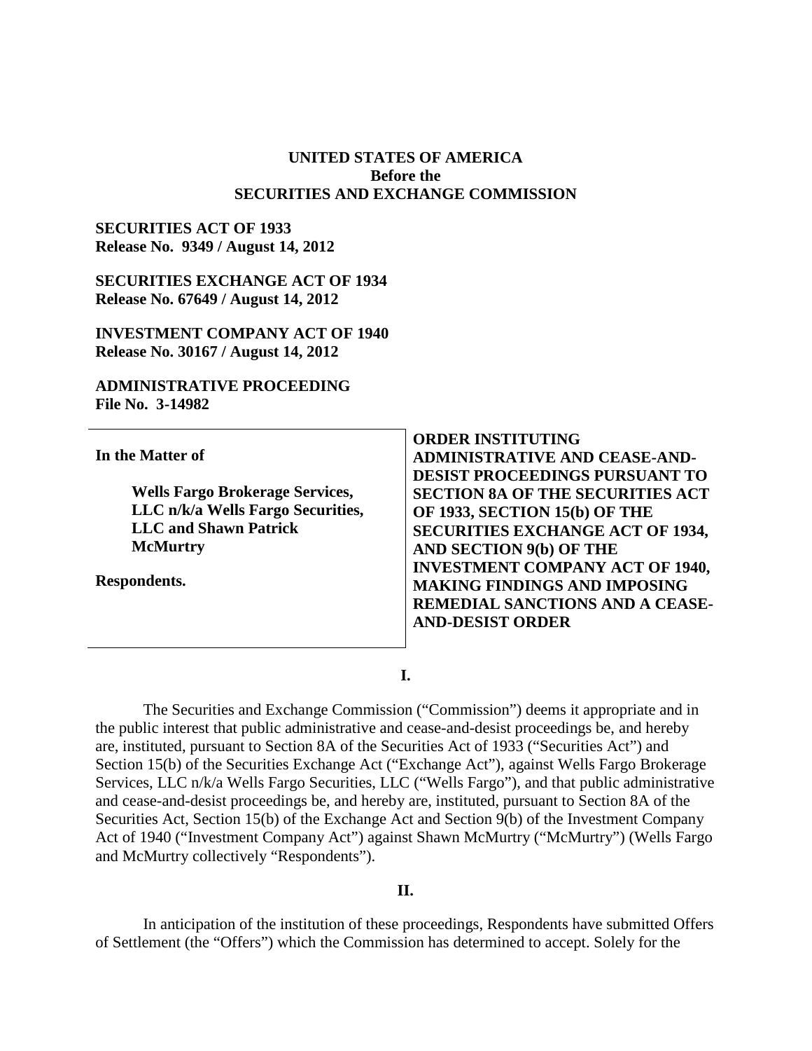**UNITED STATES OF AMERICA**
**Before the**
**SECURITIES AND EXCHANGE COMMISSION**

**SECURITIES ACT OF 1933**
**Release No. 9349 / August 14, 2012**

**SECURITIES EXCHANGE ACT OF 1934**
**Release No. 67649 / August 14, 2012**

**INVESTMENT COMPANY ACT OF 1940**
**Release No. 30167 / August 14, 2012**

**ADMINISTRATIVE PROCEEDING**
**File No. 3-14982**

| | |
|---|---|
| **In the Matter of**<br><br>**Wells Fargo Brokerage Services, LLC n/k/a Wells Fargo Securities, LLC and Shawn Patrick McMurtry**<br><br>**Respondents.** | **ORDER INSTITUTING ADMINISTRATIVE AND CEASE-AND-DESIST PROCEEDINGS PURSUANT TO SECTION 8A OF THE SECURITIES ACT OF 1933, SECTION 15(b) OF THE SECURITIES EXCHANGE ACT OF 1934, AND SECTION 9(b) OF THE INVESTMENT COMPANY ACT OF 1940, MAKING FINDINGS AND IMPOSING REMEDIAL SANCTIONS AND A CEASE-AND-DESIST ORDER** |

**I.**

The Securities and Exchange Commission ("Commission") deems it appropriate and in the public interest that public administrative and cease-and-desist proceedings be, and hereby are, instituted, pursuant to Section 8A of the Securities Act of 1933 ("Securities Act") and Section 15(b) of the Securities Exchange Act ("Exchange Act"), against Wells Fargo Brokerage Services, LLC n/k/a Wells Fargo Securities, LLC ("Wells Fargo"), and that public administrative and cease-and-desist proceedings be, and hereby are, instituted, pursuant to Section 8A of the Securities Act, Section 15(b) of the Exchange Act and Section 9(b) of the Investment Company Act of 1940 ("Investment Company Act") against Shawn McMurtry ("McMurtry") (Wells Fargo and McMurtry collectively "Respondents").

**II.**

In anticipation of the institution of these proceedings, Respondents have submitted Offers of Settlement (the "Offers") which the Commission has determined to accept. Solely for the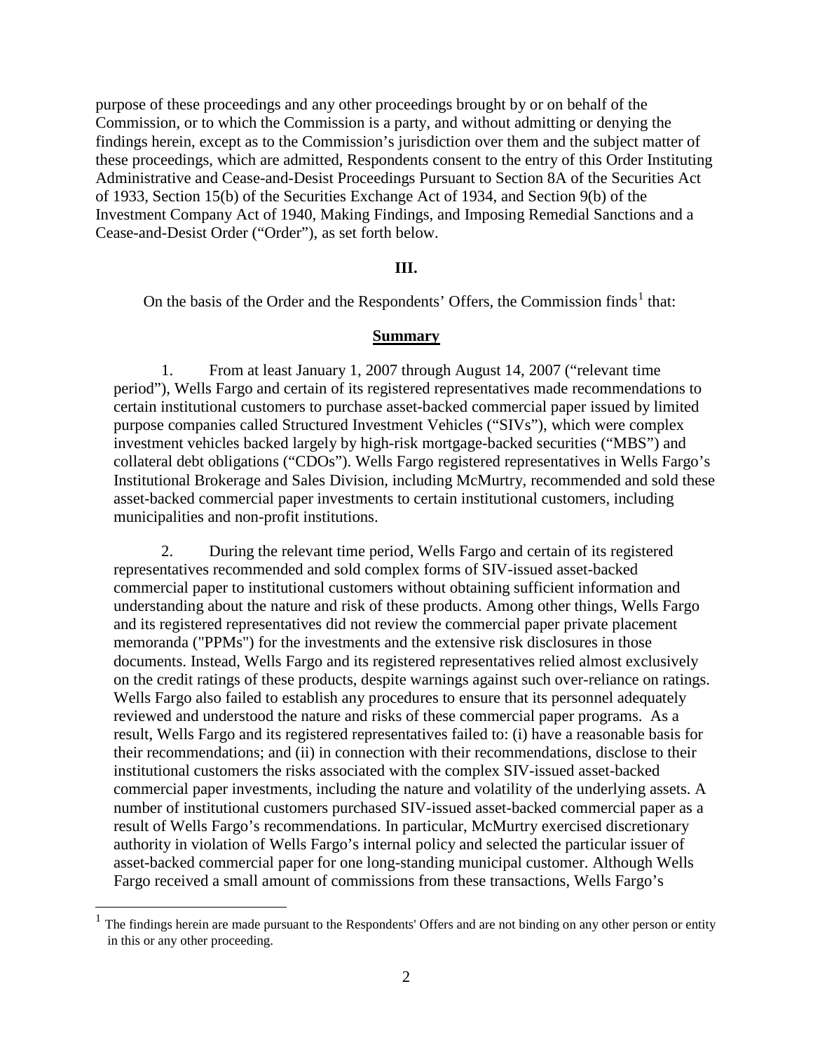purpose of these proceedings and any other proceedings brought by or on behalf of the Commission, or to which the Commission is a party, and without admitting or denying the findings herein, except as to the Commission's jurisdiction over them and the subject matter of these proceedings, which are admitted, Respondents consent to the entry of this Order Instituting Administrative and Cease-and-Desist Proceedings Pursuant to Section 8A of the Securities Act of 1933, Section 15(b) of the Securities Exchange Act of 1934, and Section 9(b) of the Investment Company Act of 1940, Making Findings, and Imposing Remedial Sanctions and a Cease-and-Desist Order ("Order"), as set forth below.

## III.

On the basis of the Order and the Respondents' Offers, the Commission finds[1] that:

### Summary

1. From at least January 1, 2007 through August 14, 2007 ("relevant time period"), Wells Fargo and certain of its registered representatives made recommendations to certain institutional customers to purchase asset-backed commercial paper issued by limited purpose companies called Structured Investment Vehicles ("SIVs"), which were complex investment vehicles backed largely by high-risk mortgage-backed securities ("MBS") and collateral debt obligations ("CDOs"). Wells Fargo registered representatives in Wells Fargo's Institutional Brokerage and Sales Division, including McMurtry, recommended and sold these asset-backed commercial paper investments to certain institutional customers, including municipalities and non-profit institutions.

2. During the relevant time period, Wells Fargo and certain of its registered representatives recommended and sold complex forms of SIV-issued asset-backed commercial paper to institutional customers without obtaining sufficient information and understanding about the nature and risk of these products. Among other things, Wells Fargo and its registered representatives did not review the commercial paper private placement memoranda ("PPMs") for the investments and the extensive risk disclosures in those documents. Instead, Wells Fargo and its registered representatives relied almost exclusively on the credit ratings of these products, despite warnings against such over-reliance on ratings. Wells Fargo also failed to establish any procedures to ensure that its personnel adequately reviewed and understood the nature and risks of these commercial paper programs. As a result, Wells Fargo and its registered representatives failed to: (i) have a reasonable basis for their recommendations; and (ii) in connection with their recommendations, disclose to their institutional customers the risks associated with the complex SIV-issued asset-backed commercial paper investments, including the nature and volatility of the underlying assets. A number of institutional customers purchased SIV-issued asset-backed commercial paper as a result of Wells Fargo's recommendations. In particular, McMurtry exercised discretionary authority in violation of Wells Fargo's internal policy and selected the particular issuer of asset-backed commercial paper for one long-standing municipal customer. Although Wells Fargo received a small amount of commissions from these transactions, Wells Fargo's

[1] The findings herein are made pursuant to the Respondents' Offers and are not binding on any other person or entity in this or any other proceeding.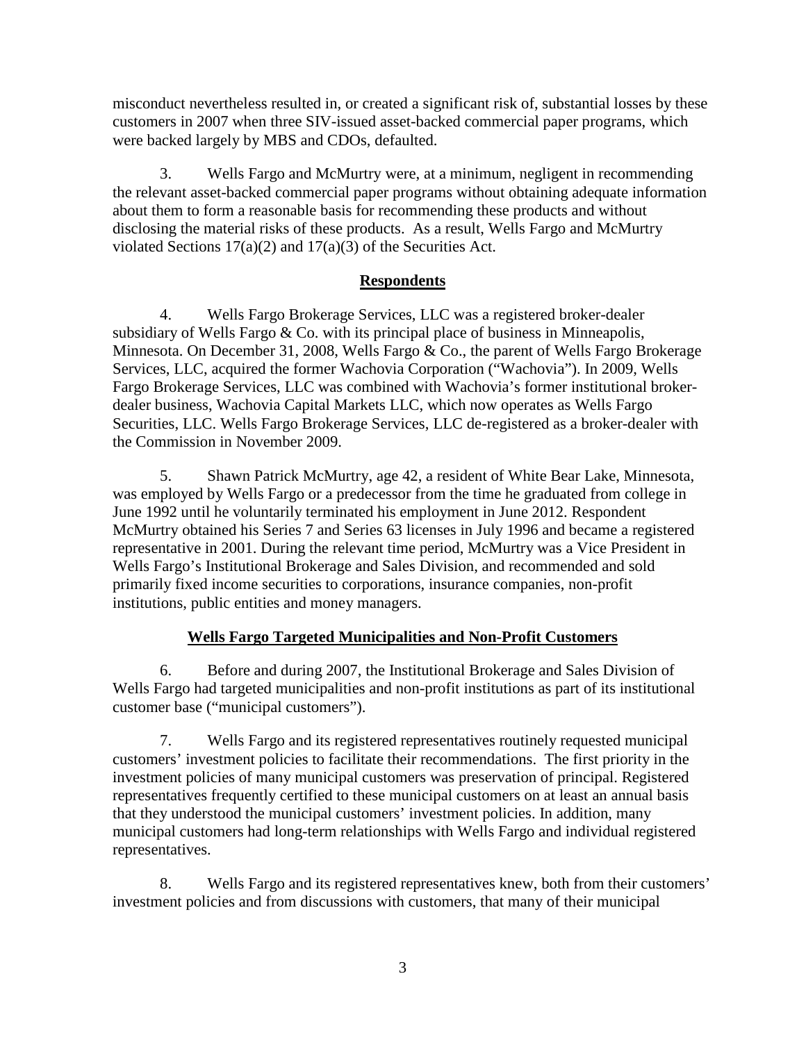misconduct nevertheless resulted in, or created a significant risk of, substantial losses by these customers in 2007 when three SIV-issued asset-backed commercial paper programs, which were backed largely by MBS and CDOs, defaulted.

3. Wells Fargo and McMurtry were, at a minimum, negligent in recommending the relevant asset-backed commercial paper programs without obtaining adequate information about them to form a reasonable basis for recommending these products and without disclosing the material risks of these products. As a result, Wells Fargo and McMurtry violated Sections 17(a)(2) and 17(a)(3) of the Securities Act.

## Respondents

4. Wells Fargo Brokerage Services, LLC was a registered broker-dealer subsidiary of Wells Fargo & Co. with its principal place of business in Minneapolis, Minnesota. On December 31, 2008, Wells Fargo & Co., the parent of Wells Fargo Brokerage Services, LLC, acquired the former Wachovia Corporation ("Wachovia"). In 2009, Wells Fargo Brokerage Services, LLC was combined with Wachovia's former institutional broker-dealer business, Wachovia Capital Markets LLC, which now operates as Wells Fargo Securities, LLC. Wells Fargo Brokerage Services, LLC de-registered as a broker-dealer with the Commission in November 2009.

5. Shawn Patrick McMurtry, age 42, a resident of White Bear Lake, Minnesota, was employed by Wells Fargo or a predecessor from the time he graduated from college in June 1992 until he voluntarily terminated his employment in June 2012. Respondent McMurtry obtained his Series 7 and Series 63 licenses in July 1996 and became a registered representative in 2001. During the relevant time period, McMurtry was a Vice President in Wells Fargo's Institutional Brokerage and Sales Division, and recommended and sold primarily fixed income securities to corporations, insurance companies, non-profit institutions, public entities and money managers.

## Wells Fargo Targeted Municipalities and Non-Profit Customers

6. Before and during 2007, the Institutional Brokerage and Sales Division of Wells Fargo had targeted municipalities and non-profit institutions as part of its institutional customer base ("municipal customers").

7. Wells Fargo and its registered representatives routinely requested municipal customers' investment policies to facilitate their recommendations. The first priority in the investment policies of many municipal customers was preservation of principal. Registered representatives frequently certified to these municipal customers on at least an annual basis that they understood the municipal customers' investment policies. In addition, many municipal customers had long-term relationships with Wells Fargo and individual registered representatives.

8. Wells Fargo and its registered representatives knew, both from their customers' investment policies and from discussions with customers, that many of their municipal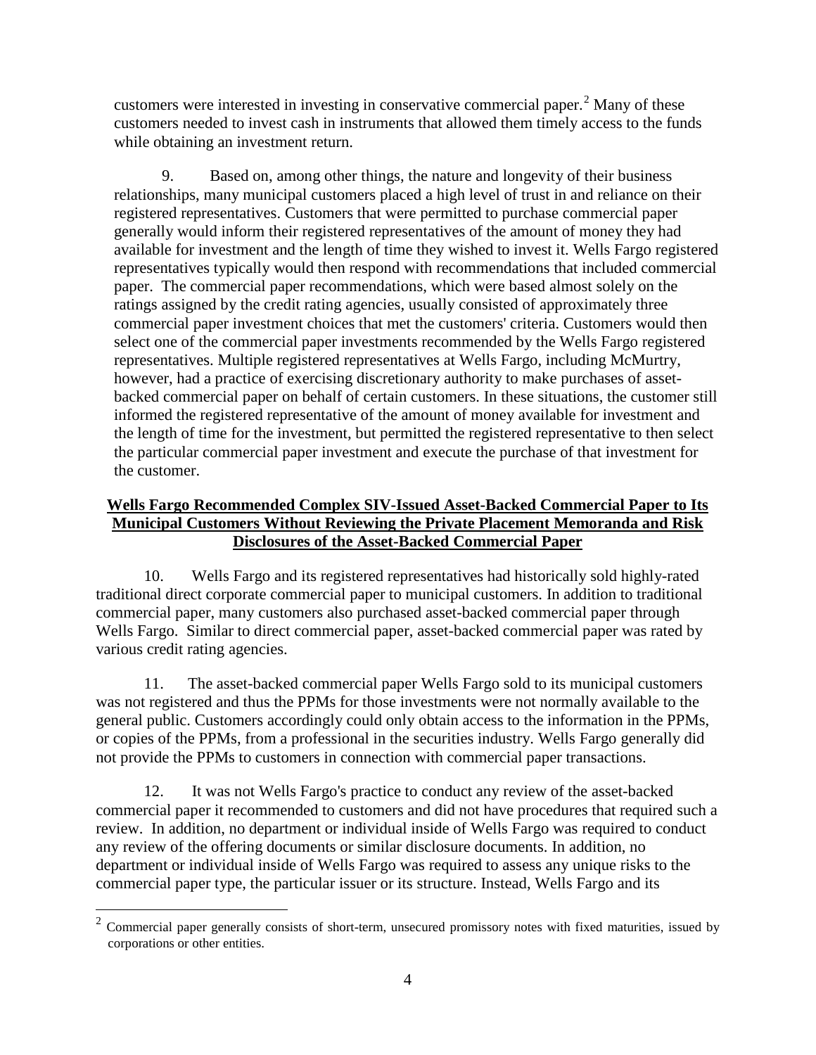customers were interested in investing in conservative commercial paper.[2] Many of these customers needed to invest cash in instruments that allowed them timely access to the funds while obtaining an investment return.

9. Based on, among other things, the nature and longevity of their business relationships, many municipal customers placed a high level of trust in and reliance on their registered representatives. Customers that were permitted to purchase commercial paper generally would inform their registered representatives of the amount of money they had available for investment and the length of time they wished to invest it. Wells Fargo registered representatives typically would then respond with recommendations that included commercial paper. The commercial paper recommendations, which were based almost solely on the ratings assigned by the credit rating agencies, usually consisted of approximately three commercial paper investment choices that met the customers' criteria. Customers would then select one of the commercial paper investments recommended by the Wells Fargo registered representatives. Multiple registered representatives at Wells Fargo, including McMurtry, however, had a practice of exercising discretionary authority to make purchases of asset-backed commercial paper on behalf of certain customers. In these situations, the customer still informed the registered representative of the amount of money available for investment and the length of time for the investment, but permitted the registered representative to then select the particular commercial paper investment and execute the purchase of that investment for the customer.

**Wells Fargo Recommended Complex SIV-Issued Asset-Backed Commercial Paper to Its Municipal Customers Without Reviewing the Private Placement Memoranda and Risk Disclosures of the Asset-Backed Commercial Paper**

10. Wells Fargo and its registered representatives had historically sold highly-rated traditional direct corporate commercial paper to municipal customers. In addition to traditional commercial paper, many customers also purchased asset-backed commercial paper through Wells Fargo. Similar to direct commercial paper, asset-backed commercial paper was rated by various credit rating agencies.

11. The asset-backed commercial paper Wells Fargo sold to its municipal customers was not registered and thus the PPMs for those investments were not normally available to the general public. Customers accordingly could only obtain access to the information in the PPMs, or copies of the PPMs, from a professional in the securities industry. Wells Fargo generally did not provide the PPMs to customers in connection with commercial paper transactions.

12. It was not Wells Fargo's practice to conduct any review of the asset-backed commercial paper it recommended to customers and did not have procedures that required such a review. In addition, no department or individual inside of Wells Fargo was required to conduct any review of the offering documents or similar disclosure documents. In addition, no department or individual inside of Wells Fargo was required to assess any unique risks to the commercial paper type, the particular issuer or its structure. Instead, Wells Fargo and its

[2] Commercial paper generally consists of short-term, unsecured promissory notes with fixed maturities, issued by corporations or other entities.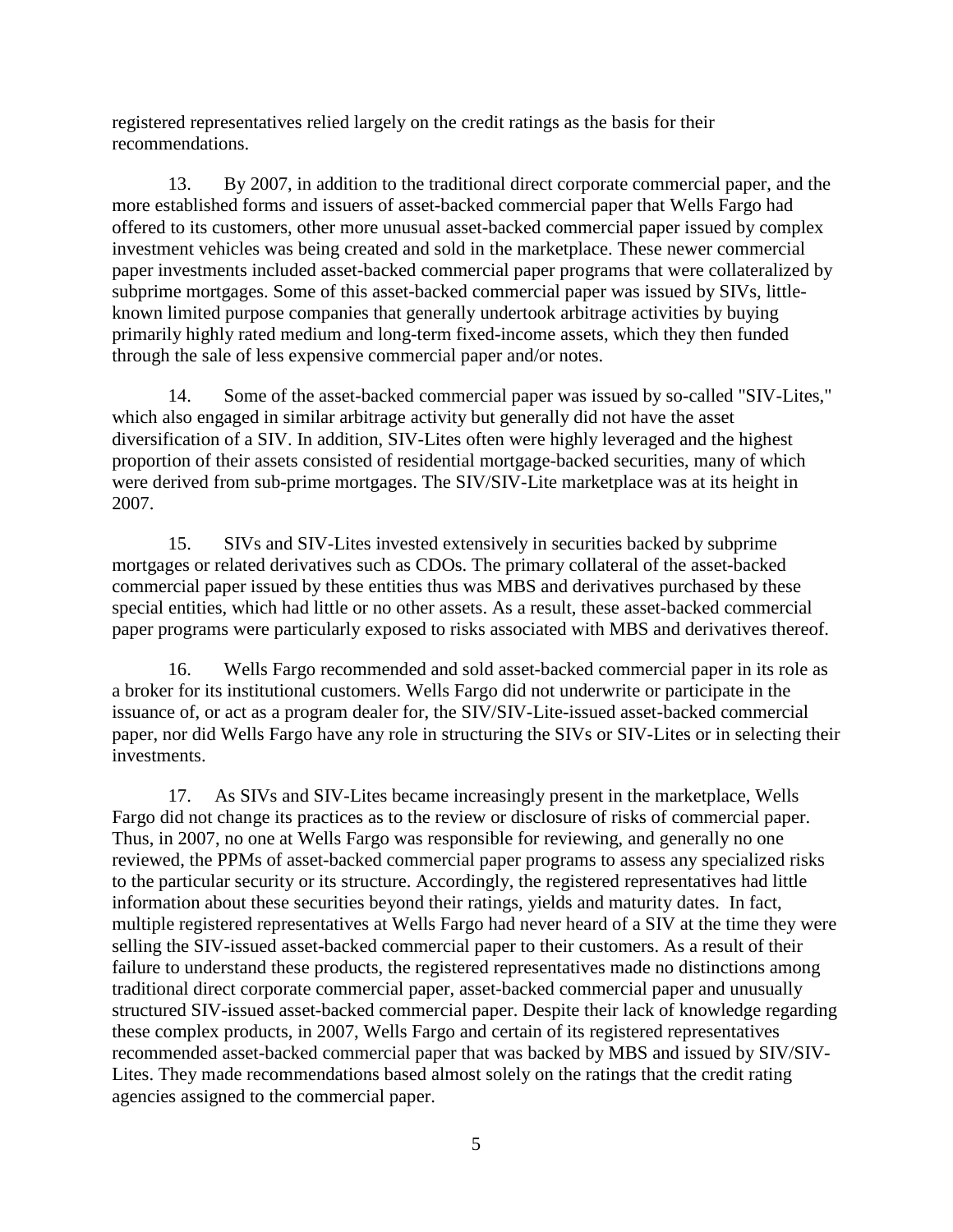registered representatives relied largely on the credit ratings as the basis for their recommendations.

13. By 2007, in addition to the traditional direct corporate commercial paper, and the more established forms and issuers of asset-backed commercial paper that Wells Fargo had offered to its customers, other more unusual asset-backed commercial paper issued by complex investment vehicles was being created and sold in the marketplace. These newer commercial paper investments included asset-backed commercial paper programs that were collateralized by subprime mortgages. Some of this asset-backed commercial paper was issued by SIVs, little-known limited purpose companies that generally undertook arbitrage activities by buying primarily highly rated medium and long-term fixed-income assets, which they then funded through the sale of less expensive commercial paper and/or notes.

14. Some of the asset-backed commercial paper was issued by so-called "SIV-Lites," which also engaged in similar arbitrage activity but generally did not have the asset diversification of a SIV. In addition, SIV-Lites often were highly leveraged and the highest proportion of their assets consisted of residential mortgage-backed securities, many of which were derived from sub-prime mortgages. The SIV/SIV-Lite marketplace was at its height in 2007.

15. SIVs and SIV-Lites invested extensively in securities backed by subprime mortgages or related derivatives such as CDOs. The primary collateral of the asset-backed commercial paper issued by these entities thus was MBS and derivatives purchased by these special entities, which had little or no other assets. As a result, these asset-backed commercial paper programs were particularly exposed to risks associated with MBS and derivatives thereof.

16. Wells Fargo recommended and sold asset-backed commercial paper in its role as a broker for its institutional customers. Wells Fargo did not underwrite or participate in the issuance of, or act as a program dealer for, the SIV/SIV-Lite-issued asset-backed commercial paper, nor did Wells Fargo have any role in structuring the SIVs or SIV-Lites or in selecting their investments.

17. As SIVs and SIV-Lites became increasingly present in the marketplace, Wells Fargo did not change its practices as to the review or disclosure of risks of commercial paper. Thus, in 2007, no one at Wells Fargo was responsible for reviewing, and generally no one reviewed, the PPMs of asset-backed commercial paper programs to assess any specialized risks to the particular security or its structure. Accordingly, the registered representatives had little information about these securities beyond their ratings, yields and maturity dates. In fact, multiple registered representatives at Wells Fargo had never heard of a SIV at the time they were selling the SIV-issued asset-backed commercial paper to their customers. As a result of their failure to understand these products, the registered representatives made no distinctions among traditional direct corporate commercial paper, asset-backed commercial paper and unusually structured SIV-issued asset-backed commercial paper. Despite their lack of knowledge regarding these complex products, in 2007, Wells Fargo and certain of its registered representatives recommended asset-backed commercial paper that was backed by MBS and issued by SIV/SIV-Lites. They made recommendations based almost solely on the ratings that the credit rating agencies assigned to the commercial paper.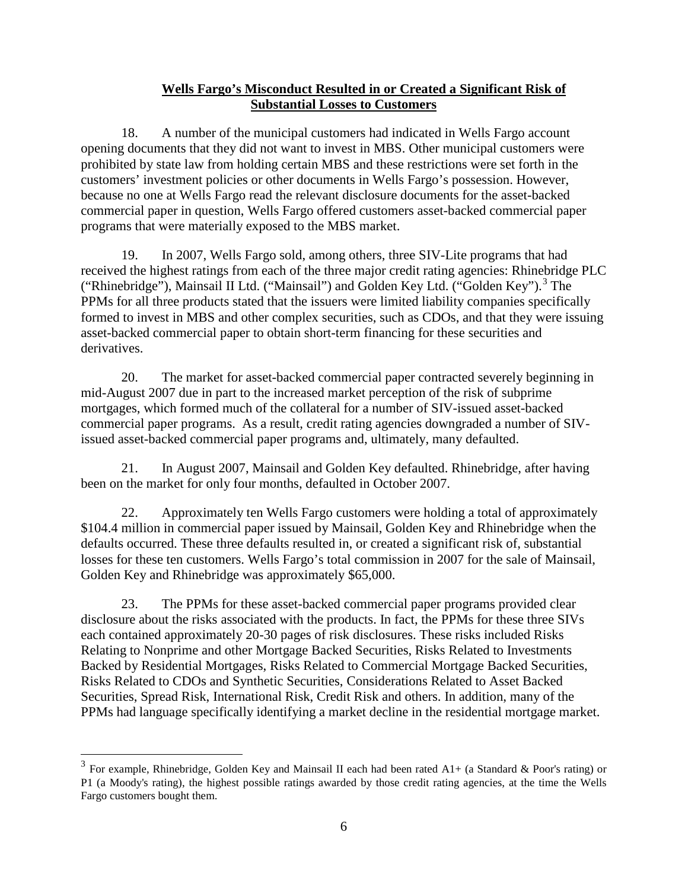## Wells Fargo's Misconduct Resulted in or Created a Significant Risk of Substantial Losses to Customers

18. A number of the municipal customers had indicated in Wells Fargo account opening documents that they did not want to invest in MBS. Other municipal customers were prohibited by state law from holding certain MBS and these restrictions were set forth in the customers' investment policies or other documents in Wells Fargo's possession. However, because no one at Wells Fargo read the relevant disclosure documents for the asset-backed commercial paper in question, Wells Fargo offered customers asset-backed commercial paper programs that were materially exposed to the MBS market.

19. In 2007, Wells Fargo sold, among others, three SIV-Lite programs that had received the highest ratings from each of the three major credit rating agencies: Rhinebridge PLC ("Rhinebridge"), Mainsail II Ltd. ("Mainsail") and Golden Key Ltd. ("Golden Key").[3] The PPMs for all three products stated that the issuers were limited liability companies specifically formed to invest in MBS and other complex securities, such as CDOs, and that they were issuing asset-backed commercial paper to obtain short-term financing for these securities and derivatives.

20. The market for asset-backed commercial paper contracted severely beginning in mid-August 2007 due in part to the increased market perception of the risk of subprime mortgages, which formed much of the collateral for a number of SIV-issued asset-backed commercial paper programs. As a result, credit rating agencies downgraded a number of SIV-issued asset-backed commercial paper programs and, ultimately, many defaulted.

21. In August 2007, Mainsail and Golden Key defaulted. Rhinebridge, after having been on the market for only four months, defaulted in October 2007.

22. Approximately ten Wells Fargo customers were holding a total of approximately $104.4 million in commercial paper issued by Mainsail, Golden Key and Rhinebridge when the defaults occurred. These three defaults resulted in, or created a significant risk of, substantial losses for these ten customers. Wells Fargo's total commission in 2007 for the sale of Mainsail, Golden Key and Rhinebridge was approximately $65,000.

23. The PPMs for these asset-backed commercial paper programs provided clear disclosure about the risks associated with the products. In fact, the PPMs for these three SIVs each contained approximately 20-30 pages of risk disclosures. These risks included Risks Relating to Nonprime and other Mortgage Backed Securities, Risks Related to Investments Backed by Residential Mortgages, Risks Related to Commercial Mortgage Backed Securities, Risks Related to CDOs and Synthetic Securities, Considerations Related to Asset Backed Securities, Spread Risk, International Risk, Credit Risk and others. In addition, many of the PPMs had language specifically identifying a market decline in the residential mortgage market.

---

[3] For example, Rhinebridge, Golden Key and Mainsail II each had been rated A1+ (a Standard & Poor's rating) or P1 (a Moody's rating), the highest possible ratings awarded by those credit rating agencies, at the time the Wells Fargo customers bought them.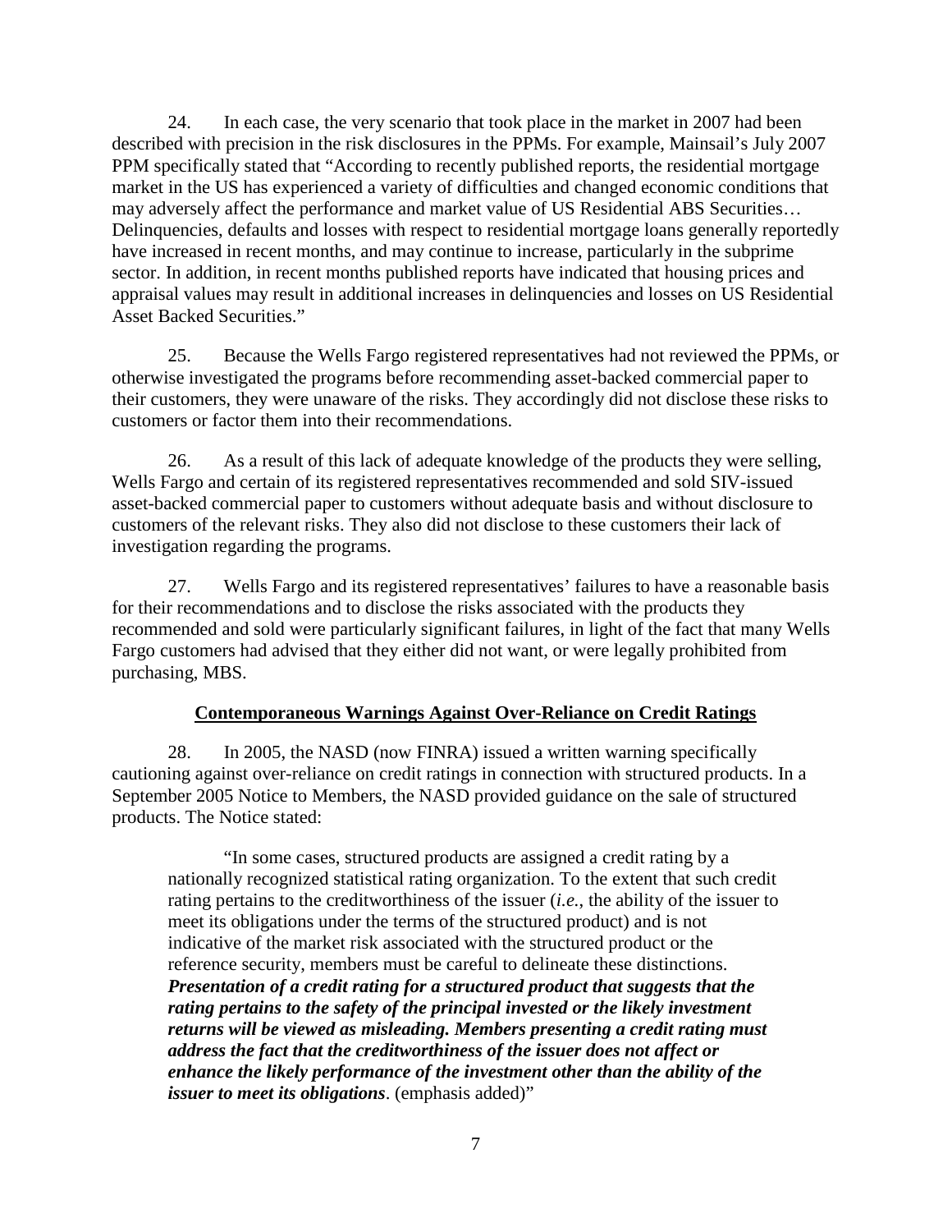24. In each case, the very scenario that took place in the market in 2007 had been described with precision in the risk disclosures in the PPMs. For example, Mainsail's July 2007 PPM specifically stated that "According to recently published reports, the residential mortgage market in the US has experienced a variety of difficulties and changed economic conditions that may adversely affect the performance and market value of US Residential ABS Securities… Delinquencies, defaults and losses with respect to residential mortgage loans generally reportedly have increased in recent months, and may continue to increase, particularly in the subprime sector. In addition, in recent months published reports have indicated that housing prices and appraisal values may result in additional increases in delinquencies and losses on US Residential Asset Backed Securities."

25. Because the Wells Fargo registered representatives had not reviewed the PPMs, or otherwise investigated the programs before recommending asset-backed commercial paper to their customers, they were unaware of the risks. They accordingly did not disclose these risks to customers or factor them into their recommendations.

26. As a result of this lack of adequate knowledge of the products they were selling, Wells Fargo and certain of its registered representatives recommended and sold SIV-issued asset-backed commercial paper to customers without adequate basis and without disclosure to customers of the relevant risks. They also did not disclose to these customers their lack of investigation regarding the programs.

27. Wells Fargo and its registered representatives' failures to have a reasonable basis for their recommendations and to disclose the risks associated with the products they recommended and sold were particularly significant failures, in light of the fact that many Wells Fargo customers had advised that they either did not want, or were legally prohibited from purchasing, MBS.

**Contemporaneous Warnings Against Over-Reliance on Credit Ratings**

28. In 2005, the NASD (now FINRA) issued a written warning specifically cautioning against over-reliance on credit ratings in connection with structured products. In a September 2005 Notice to Members, the NASD provided guidance on the sale of structured products. The Notice stated:

> "In some cases, structured products are assigned a credit rating by a nationally recognized statistical rating organization. To the extent that such credit rating pertains to the creditworthiness of the issuer (*i.e.*, the ability of the issuer to meet its obligations under the terms of the structured product) and is not indicative of the market risk associated with the structured product or the reference security, members must be careful to delineate these distinctions. ***Presentation of a credit rating for a structured product that suggests that the rating pertains to the safety of the principal invested or the likely investment returns will be viewed as misleading. Members presenting a credit rating must address the fact that the creditworthiness of the issuer does not affect or enhance the likely performance of the investment other than the ability of the issuer to meet its obligations***. (emphasis added)"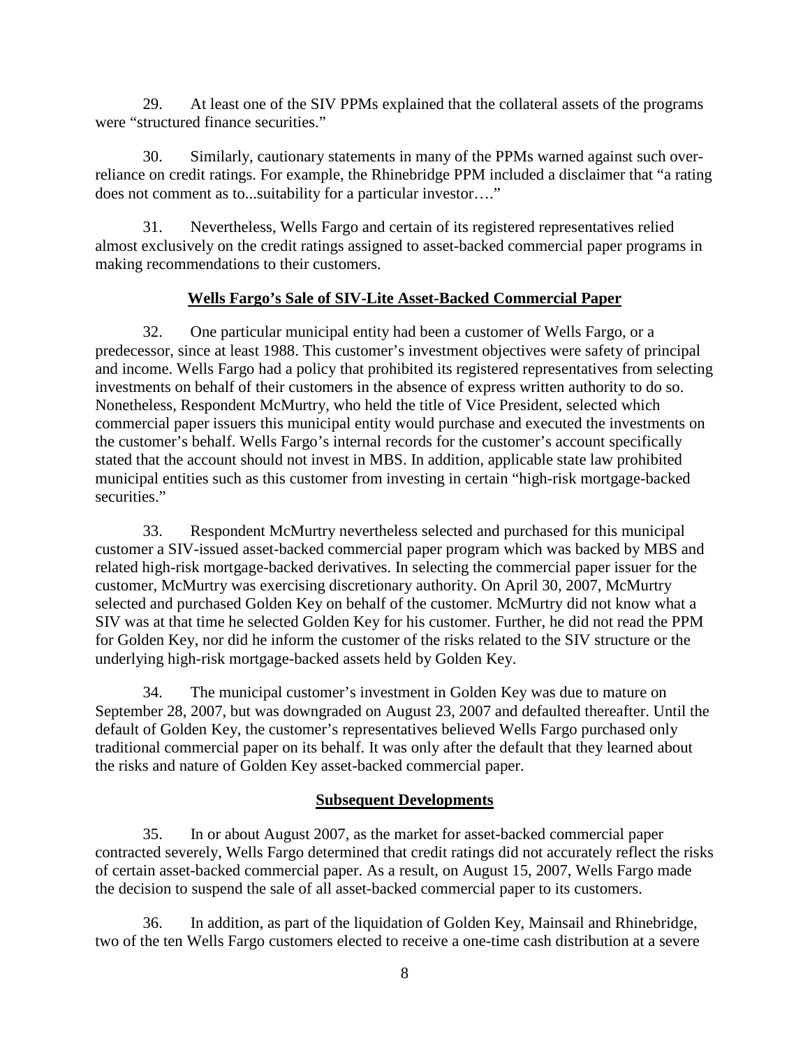29. At least one of the SIV PPMs explained that the collateral assets of the programs were "structured finance securities."

30. Similarly, cautionary statements in many of the PPMs warned against such over-reliance on credit ratings. For example, the Rhinebridge PPM included a disclaimer that "a rating does not comment as to...suitability for a particular investor…."

31. Nevertheless, Wells Fargo and certain of its registered representatives relied almost exclusively on the credit ratings assigned to asset-backed commercial paper programs in making recommendations to their customers.

**Wells Fargo's Sale of SIV-Lite Asset-Backed Commercial Paper**

32. One particular municipal entity had been a customer of Wells Fargo, or a predecessor, since at least 1988. This customer's investment objectives were safety of principal and income. Wells Fargo had a policy that prohibited its registered representatives from selecting investments on behalf of their customers in the absence of express written authority to do so. Nonetheless, Respondent McMurtry, who held the title of Vice President, selected which commercial paper issuers this municipal entity would purchase and executed the investments on the customer's behalf. Wells Fargo's internal records for the customer's account specifically stated that the account should not invest in MBS. In addition, applicable state law prohibited municipal entities such as this customer from investing in certain "high-risk mortgage-backed securities."

33. Respondent McMurtry nevertheless selected and purchased for this municipal customer a SIV-issued asset-backed commercial paper program which was backed by MBS and related high-risk mortgage-backed derivatives. In selecting the commercial paper issuer for the customer, McMurtry was exercising discretionary authority. On April 30, 2007, McMurtry selected and purchased Golden Key on behalf of the customer. McMurtry did not know what a SIV was at that time he selected Golden Key for his customer. Further, he did not read the PPM for Golden Key, nor did he inform the customer of the risks related to the SIV structure or the underlying high-risk mortgage-backed assets held by Golden Key.

34. The municipal customer's investment in Golden Key was due to mature on September 28, 2007, but was downgraded on August 23, 2007 and defaulted thereafter. Until the default of Golden Key, the customer's representatives believed Wells Fargo purchased only traditional commercial paper on its behalf. It was only after the default that they learned about the risks and nature of Golden Key asset-backed commercial paper.

**Subsequent Developments**

35. In or about August 2007, as the market for asset-backed commercial paper contracted severely, Wells Fargo determined that credit ratings did not accurately reflect the risks of certain asset-backed commercial paper. As a result, on August 15, 2007, Wells Fargo made the decision to suspend the sale of all asset-backed commercial paper to its customers.

36. In addition, as part of the liquidation of Golden Key, Mainsail and Rhinebridge, two of the ten Wells Fargo customers elected to receive a one-time cash distribution at a severe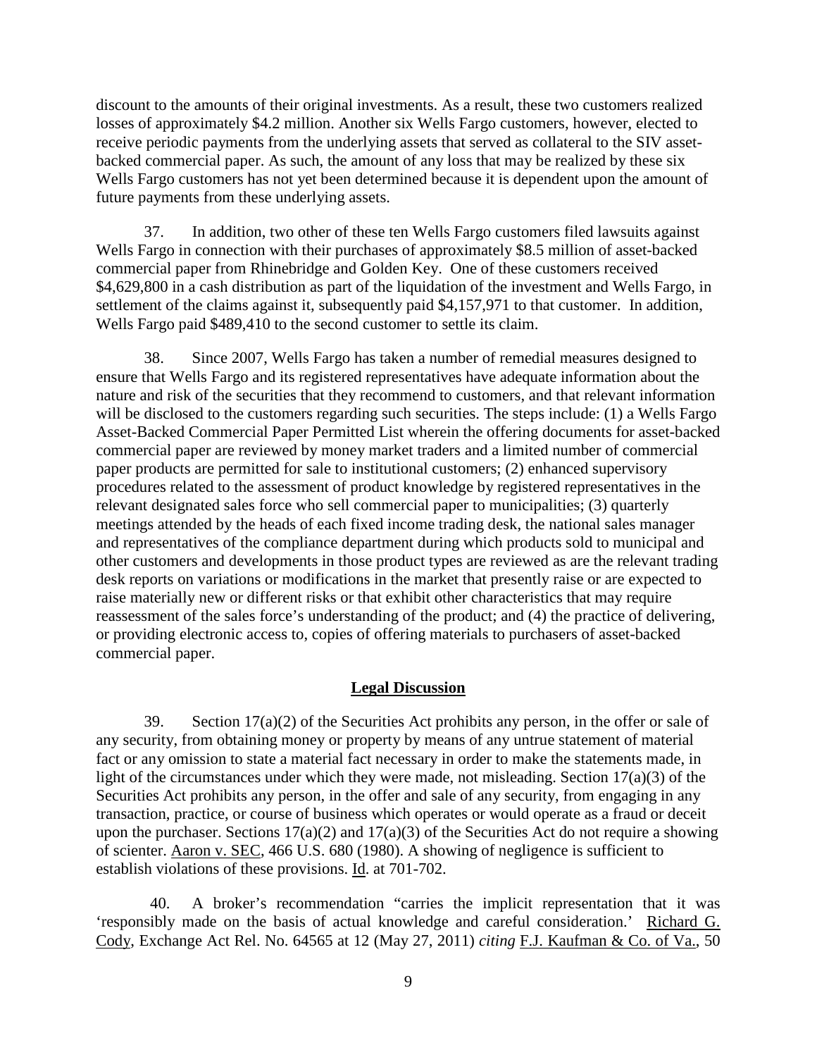discount to the amounts of their original investments. As a result, these two customers realized losses of approximately $4.2 million. Another six Wells Fargo customers, however, elected to receive periodic payments from the underlying assets that served as collateral to the SIV asset-backed commercial paper. As such, the amount of any loss that may be realized by these six Wells Fargo customers has not yet been determined because it is dependent upon the amount of future payments from these underlying assets.

37. In addition, two other of these ten Wells Fargo customers filed lawsuits against Wells Fargo in connection with their purchases of approximately $8.5 million of asset-backed commercial paper from Rhinebridge and Golden Key. One of these customers received $4,629,800 in a cash distribution as part of the liquidation of the investment and Wells Fargo, in settlement of the claims against it, subsequently paid $4,157,971 to that customer. In addition, Wells Fargo paid $489,410 to the second customer to settle its claim.

38. Since 2007, Wells Fargo has taken a number of remedial measures designed to ensure that Wells Fargo and its registered representatives have adequate information about the nature and risk of the securities that they recommend to customers, and that relevant information will be disclosed to the customers regarding such securities. The steps include: (1) a Wells Fargo Asset-Backed Commercial Paper Permitted List wherein the offering documents for asset-backed commercial paper are reviewed by money market traders and a limited number of commercial paper products are permitted for sale to institutional customers; (2) enhanced supervisory procedures related to the assessment of product knowledge by registered representatives in the relevant designated sales force who sell commercial paper to municipalities; (3) quarterly meetings attended by the heads of each fixed income trading desk, the national sales manager and representatives of the compliance department during which products sold to municipal and other customers and developments in those product types are reviewed as are the relevant trading desk reports on variations or modifications in the market that presently raise or are expected to raise materially new or different risks or that exhibit other characteristics that may require reassessment of the sales force's understanding of the product; and (4) the practice of delivering, or providing electronic access to, copies of offering materials to purchasers of asset-backed commercial paper.

## Legal Discussion

39. Section 17(a)(2) of the Securities Act prohibits any person, in the offer or sale of any security, from obtaining money or property by means of any untrue statement of material fact or any omission to state a material fact necessary in order to make the statements made, in light of the circumstances under which they were made, not misleading. Section 17(a)(3) of the Securities Act prohibits any person, in the offer and sale of any security, from engaging in any transaction, practice, or course of business which operates or would operate as a fraud or deceit upon the purchaser. Sections 17(a)(2) and 17(a)(3) of the Securities Act do not require a showing of scienter. Aaron v. SEC, 466 U.S. 680 (1980). A showing of negligence is sufficient to establish violations of these provisions. Id. at 701-702.

40. A broker's recommendation "carries the implicit representation that it was 'responsibly made on the basis of actual knowledge and careful consideration.' Richard G. Cody, Exchange Act Rel. No. 64565 at 12 (May 27, 2011) *citing* F.J. Kaufman & Co. of Va., 50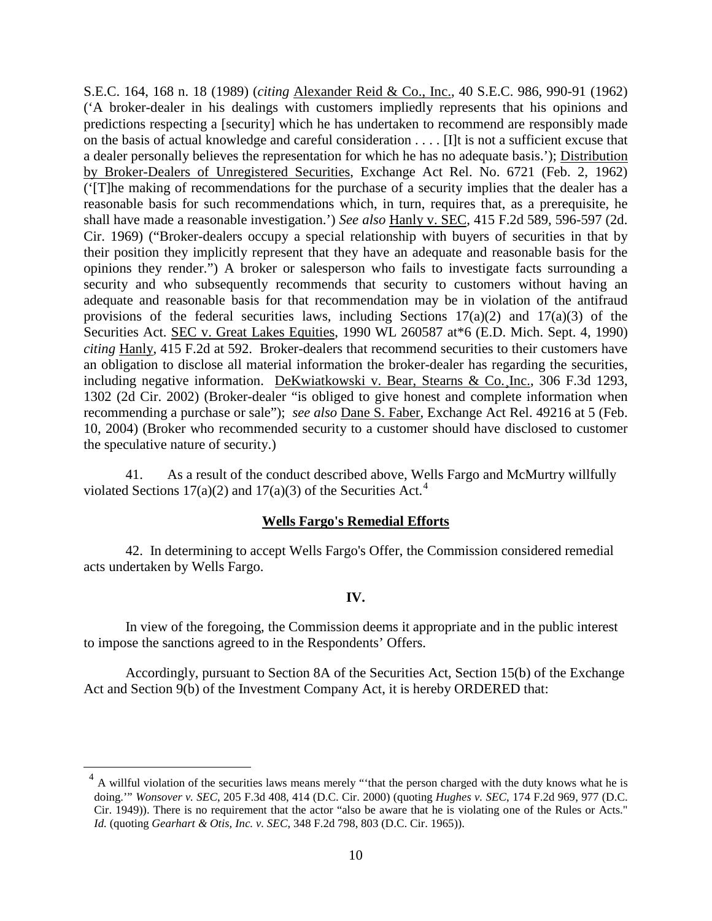S.E.C. 164, 168 n. 18 (1989) (*citing* Alexander Reid & Co., Inc., 40 S.E.C. 986, 990-91 (1962) ('A broker-dealer in his dealings with customers impliedly represents that his opinions and predictions respecting a [security] which he has undertaken to recommend are responsibly made on the basis of actual knowledge and careful consideration . . . . [I]t is not a sufficient excuse that a dealer personally believes the representation for which he has no adequate basis.'); Distribution by Broker-Dealers of Unregistered Securities, Exchange Act Rel. No. 6721 (Feb. 2, 1962) ('[T]he making of recommendations for the purchase of a security implies that the dealer has a reasonable basis for such recommendations which, in turn, requires that, as a prerequisite, he shall have made a reasonable investigation.') *See also* Hanly v. SEC, 415 F.2d 589, 596-597 (2d. Cir. 1969) ("Broker-dealers occupy a special relationship with buyers of securities in that by their position they implicitly represent that they have an adequate and reasonable basis for the opinions they render.") A broker or salesperson who fails to investigate facts surrounding a security and who subsequently recommends that security to customers without having an adequate and reasonable basis for that recommendation may be in violation of the antifraud provisions of the federal securities laws, including Sections 17(a)(2) and 17(a)(3) of the Securities Act. SEC v. Great Lakes Equities, 1990 WL 260587 at*6 (E.D. Mich. Sept. 4, 1990) *citing* Hanly, 415 F.2d at 592. Broker-dealers that recommend securities to their customers have an obligation to disclose all material information the broker-dealer has regarding the securities, including negative information. DeKwiatkowski v. Bear, Stearns & Co.,Inc., 306 F.3d 1293, 1302 (2d Cir. 2002) (Broker-dealer "is obliged to give honest and complete information when recommending a purchase or sale"); *see also* Dane S. Faber, Exchange Act Rel. 49216 at 5 (Feb. 10, 2004) (Broker who recommended security to a customer should have disclosed to customer the speculative nature of security.)

41. As a result of the conduct described above, Wells Fargo and McMurtry willfully violated Sections 17(a)(2) and 17(a)(3) of the Securities Act.[4]

**Wells Fargo's Remedial Efforts**

42. In determining to accept Wells Fargo's Offer, the Commission considered remedial acts undertaken by Wells Fargo.

**IV.**

In view of the foregoing, the Commission deems it appropriate and in the public interest to impose the sanctions agreed to in the Respondents' Offers.

Accordingly, pursuant to Section 8A of the Securities Act, Section 15(b) of the Exchange Act and Section 9(b) of the Investment Company Act, it is hereby ORDERED that:

[4] A willful violation of the securities laws means merely "'that the person charged with the duty knows what he is doing.'" *Wonsover v. SEC*, 205 F.3d 408, 414 (D.C. Cir. 2000) (quoting *Hughes v. SEC*, 174 F.2d 969, 977 (D.C. Cir. 1949)). There is no requirement that the actor "also be aware that he is violating one of the Rules or Acts." *Id.* (quoting *Gearhart & Otis, Inc. v. SEC*, 348 F.2d 798, 803 (D.C. Cir. 1965)).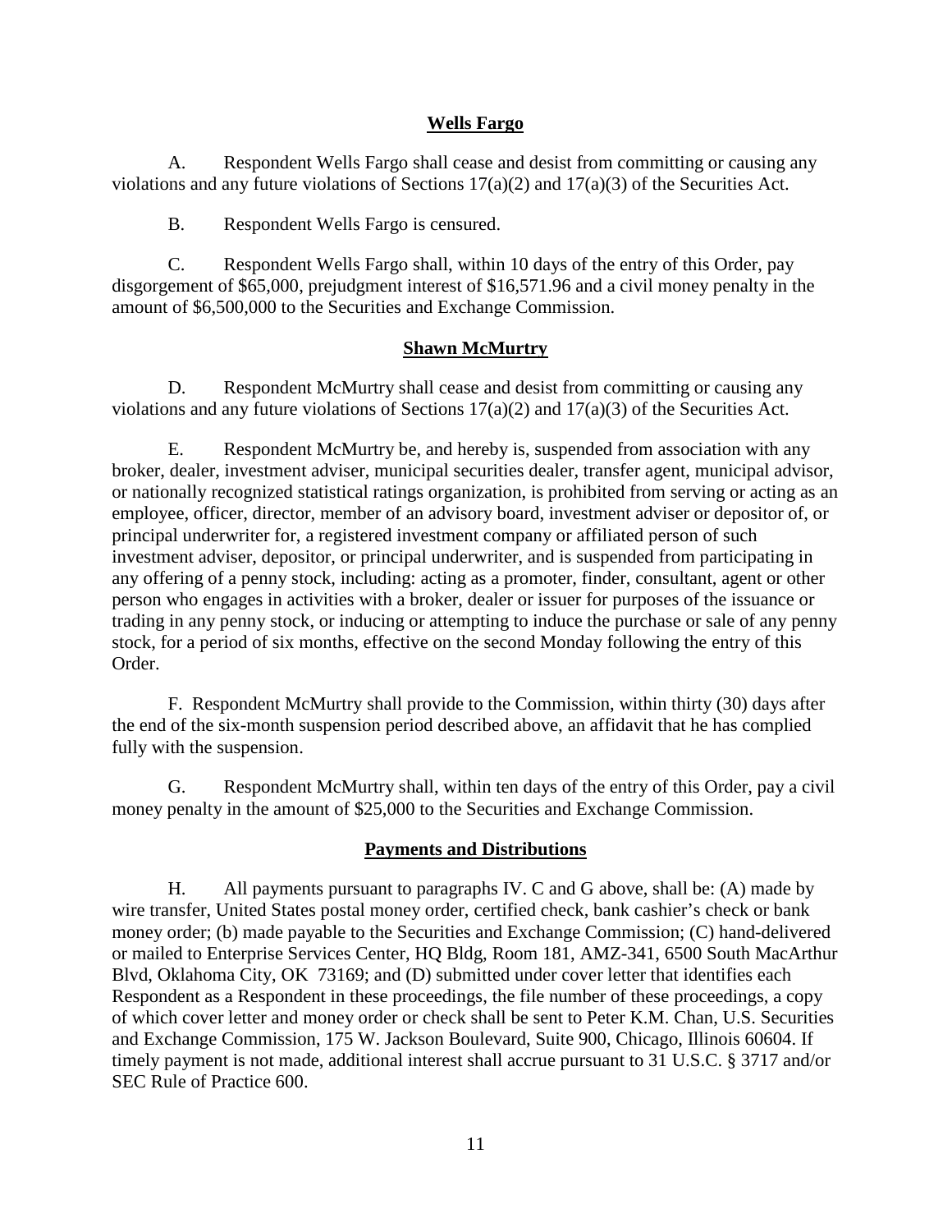### Wells Fargo

A. Respondent Wells Fargo shall cease and desist from committing or causing any violations and any future violations of Sections 17(a)(2) and 17(a)(3) of the Securities Act.

B. Respondent Wells Fargo is censured.

C. Respondent Wells Fargo shall, within 10 days of the entry of this Order, pay disgorgement of $65,000, prejudgment interest of $16,571.96 and a civil money penalty in the amount of $6,500,000 to the Securities and Exchange Commission.

### Shawn McMurtry

D. Respondent McMurtry shall cease and desist from committing or causing any violations and any future violations of Sections 17(a)(2) and 17(a)(3) of the Securities Act.

E. Respondent McMurtry be, and hereby is, suspended from association with any broker, dealer, investment adviser, municipal securities dealer, transfer agent, municipal advisor, or nationally recognized statistical ratings organization, is prohibited from serving or acting as an employee, officer, director, member of an advisory board, investment adviser or depositor of, or principal underwriter for, a registered investment company or affiliated person of such investment adviser, depositor, or principal underwriter, and is suspended from participating in any offering of a penny stock, including: acting as a promoter, finder, consultant, agent or other person who engages in activities with a broker, dealer or issuer for purposes of the issuance or trading in any penny stock, or inducing or attempting to induce the purchase or sale of any penny stock, for a period of six months, effective on the second Monday following the entry of this Order.

F. Respondent McMurtry shall provide to the Commission, within thirty (30) days after the end of the six-month suspension period described above, an affidavit that he has complied fully with the suspension.

G. Respondent McMurtry shall, within ten days of the entry of this Order, pay a civil money penalty in the amount of $25,000 to the Securities and Exchange Commission.

### Payments and Distributions

H. All payments pursuant to paragraphs IV. C and G above, shall be: (A) made by wire transfer, United States postal money order, certified check, bank cashier's check or bank money order; (b) made payable to the Securities and Exchange Commission; (C) hand-delivered or mailed to Enterprise Services Center, HQ Bldg, Room 181, AMZ-341, 6500 South MacArthur Blvd, Oklahoma City, OK 73169; and (D) submitted under cover letter that identifies each Respondent as a Respondent in these proceedings, the file number of these proceedings, a copy of which cover letter and money order or check shall be sent to Peter K.M. Chan, U.S. Securities and Exchange Commission, 175 W. Jackson Boulevard, Suite 900, Chicago, Illinois 60604. If timely payment is not made, additional interest shall accrue pursuant to 31 U.S.C. § 3717 and/or SEC Rule of Practice 600.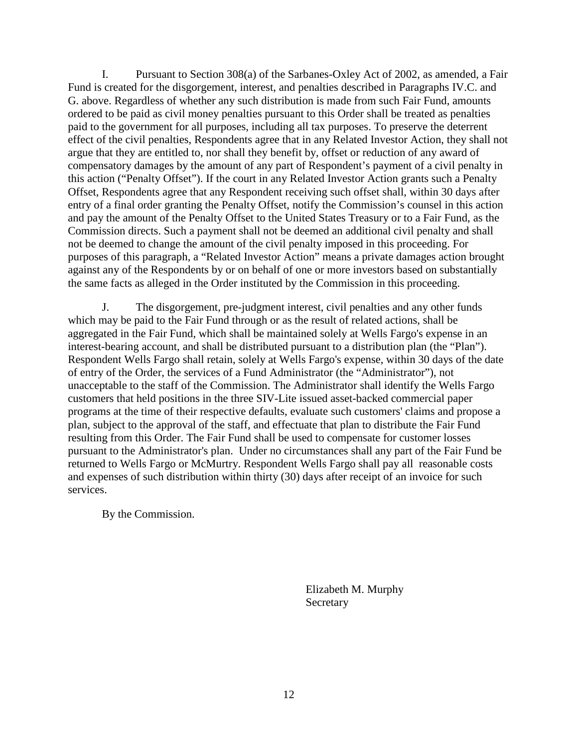I. Pursuant to Section 308(a) of the Sarbanes-Oxley Act of 2002, as amended, a Fair Fund is created for the disgorgement, interest, and penalties described in Paragraphs IV.C. and G. above. Regardless of whether any such distribution is made from such Fair Fund, amounts ordered to be paid as civil money penalties pursuant to this Order shall be treated as penalties paid to the government for all purposes, including all tax purposes. To preserve the deterrent effect of the civil penalties, Respondents agree that in any Related Investor Action, they shall not argue that they are entitled to, nor shall they benefit by, offset or reduction of any award of compensatory damages by the amount of any part of Respondent's payment of a civil penalty in this action ("Penalty Offset"). If the court in any Related Investor Action grants such a Penalty Offset, Respondents agree that any Respondent receiving such offset shall, within 30 days after entry of a final order granting the Penalty Offset, notify the Commission's counsel in this action and pay the amount of the Penalty Offset to the United States Treasury or to a Fair Fund, as the Commission directs. Such a payment shall not be deemed an additional civil penalty and shall not be deemed to change the amount of the civil penalty imposed in this proceeding. For purposes of this paragraph, a "Related Investor Action" means a private damages action brought against any of the Respondents by or on behalf of one or more investors based on substantially the same facts as alleged in the Order instituted by the Commission in this proceeding.

J. The disgorgement, pre-judgment interest, civil penalties and any other funds which may be paid to the Fair Fund through or as the result of related actions, shall be aggregated in the Fair Fund, which shall be maintained solely at Wells Fargo's expense in an interest-bearing account, and shall be distributed pursuant to a distribution plan (the "Plan"). Respondent Wells Fargo shall retain, solely at Wells Fargo's expense, within 30 days of the date of entry of the Order, the services of a Fund Administrator (the "Administrator"), not unacceptable to the staff of the Commission. The Administrator shall identify the Wells Fargo customers that held positions in the three SIV-Lite issued asset-backed commercial paper programs at the time of their respective defaults, evaluate such customers' claims and propose a plan, subject to the approval of the staff, and effectuate that plan to distribute the Fair Fund resulting from this Order. The Fair Fund shall be used to compensate for customer losses pursuant to the Administrator's plan. Under no circumstances shall any part of the Fair Fund be returned to Wells Fargo or McMurtry. Respondent Wells Fargo shall pay all reasonable costs and expenses of such distribution within thirty (30) days after receipt of an invoice for such services.

By the Commission.

Elizabeth M. Murphy
Secretary